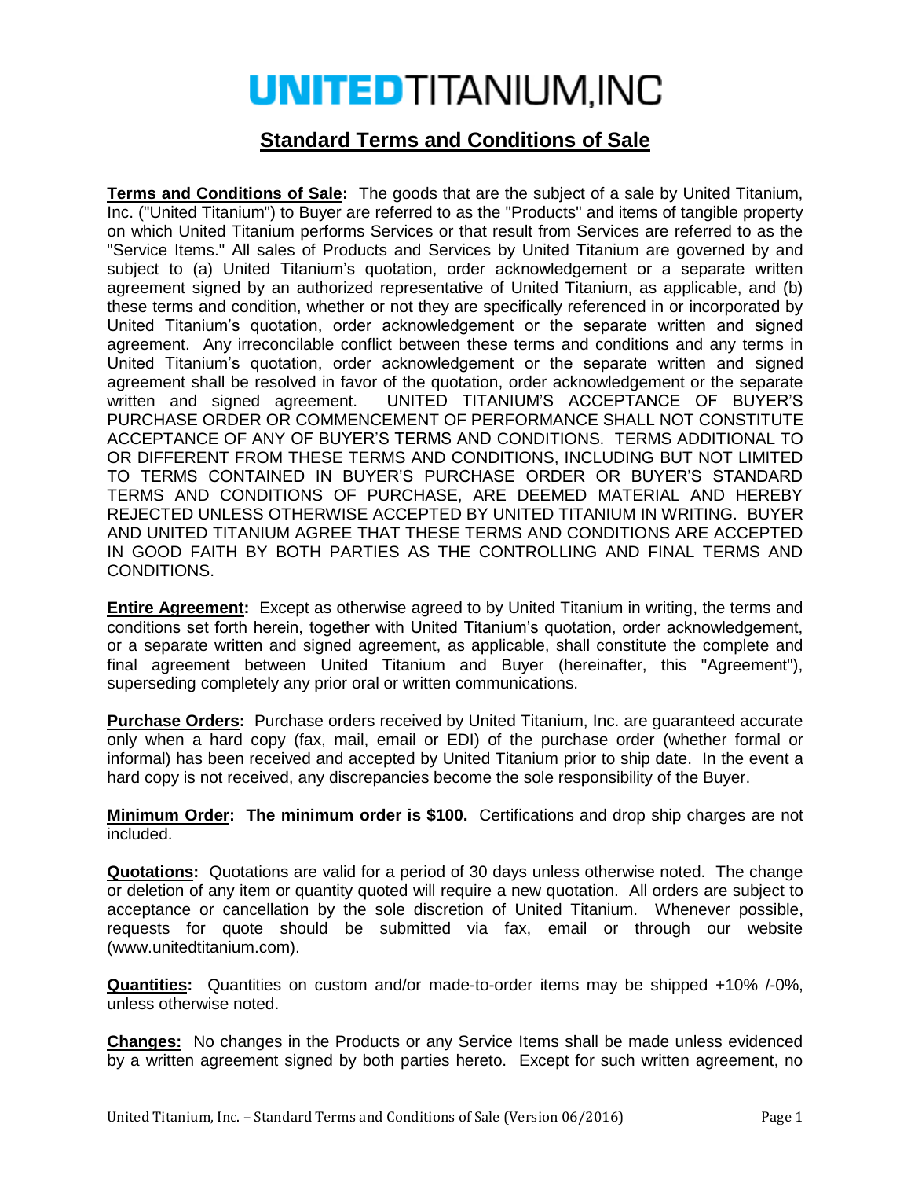# UNITEDTITANIUM,INC

## Standard Terms and Conditions of Sale

**Terms and Conditions of Sale:** The goods that are the subject of a sale by United Titanium, Inc. ("United Titanium") to Buyer are referred to as the "Products" and items of tangible property on which United Titanium performs Services or that result from Services are referred to as the "Service Items." All sales of Products and Services by United Titanium are governed by and subject to (a) United Titanium's quotation, order acknowledgement or a separate written agreement signed by an authorized representative of United Titanium, as applicable, and (b) these terms and condition, whether or not they are specifically referenced in or incorporated by United Titanium's quotation, order acknowledgement or the separate written and signed agreement. Any irreconcilable conflict between these terms and conditions and any terms in United Titanium's quotation, order acknowledgement or the separate written and signed agreement shall be resolved in favor of the quotation, order acknowledgement or the separate written and signed agreement. UNITED TITANIUM'S ACCEPTANCE OF BUYER'S PURCHASE ORDER OR COMMENCEMENT OF PERFORMANCE SHALL NOT CONSTITUTE ACCEPTANCE OF ANY OF BUYER'S TERMS AND CONDITIONS. TERMS ADDITIONAL TO OR DIFFERENT FROM THESE TERMS AND CONDITIONS, INCLUDING BUT NOT LIMITED TO TERMS CONTAINED IN BUYER'S PURCHASE ORDER OR BUYER'S STANDARD TERMS AND CONDITIONS OF PURCHASE, ARE DEEMED MATERIAL AND HEREBY REJECTED UNLESS OTHERWISE ACCEPTED BY UNITED TITANIUM IN WRITING. BUYER AND UNITED TITANIUM AGREE THAT THESE TERMS AND CONDITIONS ARE ACCEPTED IN GOOD FAITH BY BOTH PARTIES AS THE CONTROLLING AND FINAL TERMS AND CONDITIONS.

**Entire Agreement:** Except as otherwise agreed to by United Titanium in writing, the terms and conditions set forth herein, together with United Titanium's quotation, order acknowledgement, or a separate written and signed agreement, as applicable, shall constitute the complete and final agreement between United Titanium and Buyer (hereinafter, this "Agreement"), superseding completely any prior oral or written communications.

**Purchase Orders:** Purchase orders received by United Titanium, Inc. are guaranteed accurate only when a hard copy (fax, mail, email or EDI) of the purchase order (whether formal or informal) has been received and accepted by United Titanium prior to ship date. In the event a hard copy is not received, any discrepancies become the sole responsibility of the Buyer.

**Minimum Order: The minimum order is $100.** Certifications and drop ship charges are not included.

**Quotations:** Quotations are valid for a period of 30 days unless otherwise noted. The change or deletion of any item or quantity quoted will require a new quotation. All orders are subject to acceptance or cancellation by the sole discretion of United Titanium. Whenever possible, requests for quote should be submitted via fax, email or through our website (www.unitedtitanium.com).

**Quantities:** Quantities on custom and/or made-to-order items may be shipped +10% /-0%, unless otherwise noted.

**Changes:** No changes in the Products or any Service Items shall be made unless evidenced by a written agreement signed by both parties hereto. Except for such written agreement, no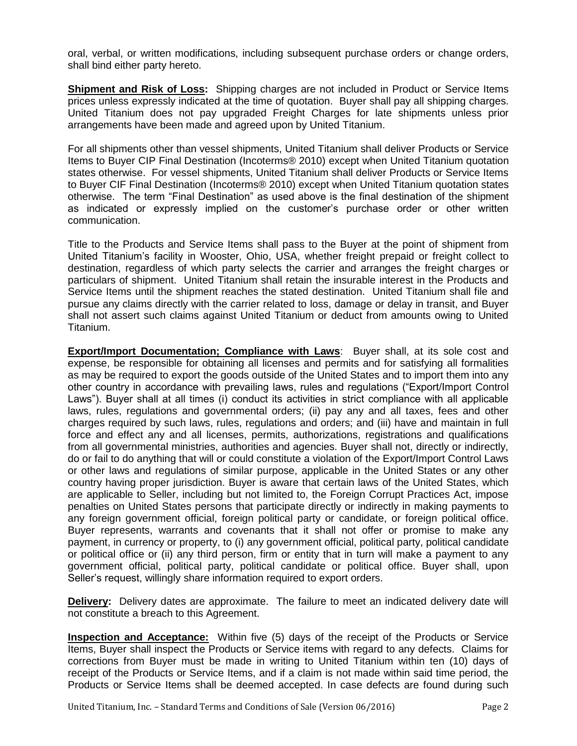oral, verbal, or written modifications, including subsequent purchase orders or change orders, shall bind either party hereto.

**Shipment and Risk of Loss:** Shipping charges are not included in Product or Service Items prices unless expressly indicated at the time of quotation. Buyer shall pay all shipping charges. United Titanium does not pay upgraded Freight Charges for late shipments unless prior arrangements have been made and agreed upon by United Titanium.

For all shipments other than vessel shipments, United Titanium shall deliver Products or Service Items to Buyer CIP Final Destination (Incoterms® 2010) except when United Titanium quotation states otherwise. For vessel shipments, United Titanium shall deliver Products or Service Items to Buyer CIF Final Destination (Incoterms® 2010) except when United Titanium quotation states otherwise. The term "Final Destination" as used above is the final destination of the shipment as indicated or expressly implied on the customer's purchase order or other written communication.

Title to the Products and Service Items shall pass to the Buyer at the point of shipment from United Titanium's facility in Wooster, Ohio, USA, whether freight prepaid or freight collect to destination, regardless of which party selects the carrier and arranges the freight charges or particulars of shipment. United Titanium shall retain the insurable interest in the Products and Service Items until the shipment reaches the stated destination. United Titanium shall file and pursue any claims directly with the carrier related to loss, damage or delay in transit, and Buyer shall not assert such claims against United Titanium or deduct from amounts owing to United Titanium.

**Export/Import Documentation; Compliance with Laws**: Buyer shall, at its sole cost and expense, be responsible for obtaining all licenses and permits and for satisfying all formalities as may be required to export the goods outside of the United States and to import them into any other country in accordance with prevailing laws, rules and regulations ("Export/Import Control Laws"). Buyer shall at all times (i) conduct its activities in strict compliance with all applicable laws, rules, regulations and governmental orders; (ii) pay any and all taxes, fees and other charges required by such laws, rules, regulations and orders; and (iii) have and maintain in full force and effect any and all licenses, permits, authorizations, registrations and qualifications from all governmental ministries, authorities and agencies. Buyer shall not, directly or indirectly, do or fail to do anything that will or could constitute a violation of the Export/Import Control Laws or other laws and regulations of similar purpose, applicable in the United States or any other country having proper jurisdiction. Buyer is aware that certain laws of the United States, which are applicable to Seller, including but not limited to, the Foreign Corrupt Practices Act, impose penalties on United States persons that participate directly or indirectly in making payments to any foreign government official, foreign political party or candidate, or foreign political office. Buyer represents, warrants and covenants that it shall not offer or promise to make any payment, in currency or property, to (i) any government official, political party, political candidate or political office or (ii) any third person, firm or entity that in turn will make a payment to any government official, political party, political candidate or political office. Buyer shall, upon Seller's request, willingly share information required to export orders.

**Delivery:** Delivery dates are approximate. The failure to meet an indicated delivery date will not constitute a breach to this Agreement.

**Inspection and Acceptance:** Within five (5) days of the receipt of the Products or Service Items, Buyer shall inspect the Products or Service items with regard to any defects. Claims for corrections from Buyer must be made in writing to United Titanium within ten (10) days of receipt of the Products or Service Items, and if a claim is not made within said time period, the Products or Service Items shall be deemed accepted. In case defects are found during such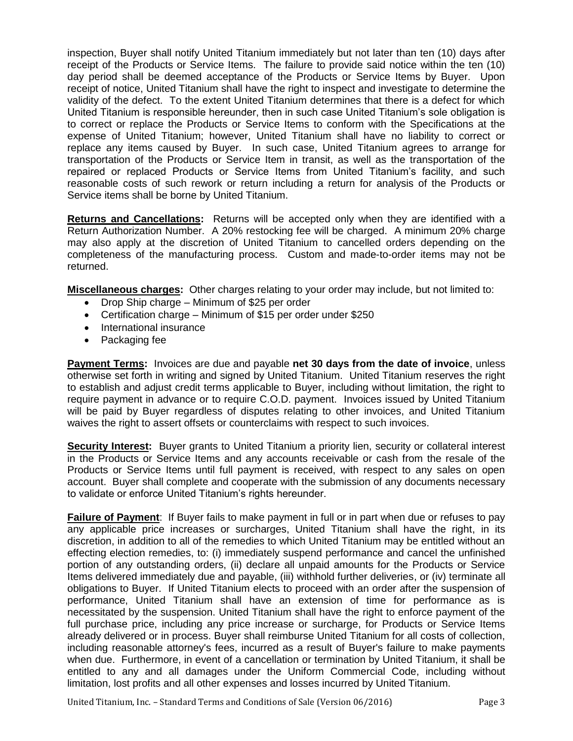inspection, Buyer shall notify United Titanium immediately but not later than ten (10) days after receipt of the Products or Service Items. The failure to provide said notice within the ten (10) day period shall be deemed acceptance of the Products or Service Items by Buyer. Upon receipt of notice, United Titanium shall have the right to inspect and investigate to determine the validity of the defect. To the extent United Titanium determines that there is a defect for which United Titanium is responsible hereunder, then in such case United Titanium's sole obligation is to correct or replace the Products or Service Items to conform with the Specifications at the expense of United Titanium; however, United Titanium shall have no liability to correct or replace any items caused by Buyer. In such case, United Titanium agrees to arrange for transportation of the Products or Service Item in transit, as well as the transportation of the repaired or replaced Products or Service Items from United Titanium's facility, and such reasonable costs of such rework or return including a return for analysis of the Products or Service items shall be borne by United Titanium.

**Returns and Cancellations:** Returns will be accepted only when they are identified with a Return Authorization Number. A 20% restocking fee will be charged. A minimum 20% charge may also apply at the discretion of United Titanium to cancelled orders depending on the completeness of the manufacturing process. Custom and made-to-order items may not be returned.

**Miscellaneous charges:** Other charges relating to your order may include, but not limited to:

- Drop Ship charge – Minimum of $25 per order
- Certification charge – Minimum of $15 per order under $250
- International insurance
- Packaging fee

**Payment Terms:** Invoices are due and payable **net 30 days from the date of invoice**, unless otherwise set forth in writing and signed by United Titanium. United Titanium reserves the right to establish and adjust credit terms applicable to Buyer, including without limitation, the right to require payment in advance or to require C.O.D. payment. Invoices issued by United Titanium will be paid by Buyer regardless of disputes relating to other invoices, and United Titanium waives the right to assert offsets or counterclaims with respect to such invoices.

**Security Interest:** Buyer grants to United Titanium a priority lien, security or collateral interest in the Products or Service Items and any accounts receivable or cash from the resale of the Products or Service Items until full payment is received, with respect to any sales on open account. Buyer shall complete and cooperate with the submission of any documents necessary to validate or enforce United Titanium's rights hereunder.

**Failure of Payment**: If Buyer fails to make payment in full or in part when due or refuses to pay any applicable price increases or surcharges, United Titanium shall have the right, in its discretion, in addition to all of the remedies to which United Titanium may be entitled without an effecting election remedies, to: (i) immediately suspend performance and cancel the unfinished portion of any outstanding orders, (ii) declare all unpaid amounts for the Products or Service Items delivered immediately due and payable, (iii) withhold further deliveries, or (iv) terminate all obligations to Buyer. If United Titanium elects to proceed with an order after the suspension of performance, United Titanium shall have an extension of time for performance as is necessitated by the suspension. United Titanium shall have the right to enforce payment of the full purchase price, including any price increase or surcharge, for Products or Service Items already delivered or in process. Buyer shall reimburse United Titanium for all costs of collection, including reasonable attorney's fees, incurred as a result of Buyer's failure to make payments when due. Furthermore, in event of a cancellation or termination by United Titanium, it shall be entitled to any and all damages under the Uniform Commercial Code, including without limitation, lost profits and all other expenses and losses incurred by United Titanium.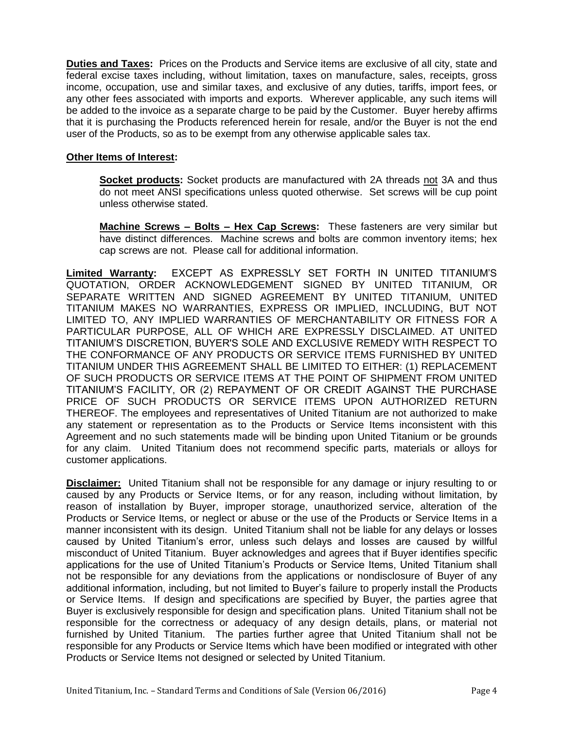**Duties and Taxes:** Prices on the Products and Service items are exclusive of all city, state and federal excise taxes including, without limitation, taxes on manufacture, sales, receipts, gross income, occupation, use and similar taxes, and exclusive of any duties, tariffs, import fees, or any other fees associated with imports and exports. Wherever applicable, any such items will be added to the invoice as a separate charge to be paid by the Customer. Buyer hereby affirms that it is purchasing the Products referenced herein for resale, and/or the Buyer is not the end user of the Products, so as to be exempt from any otherwise applicable sales tax.

**Other Items of Interest:**

> **Socket products:** Socket products are manufactured with 2A threads not 3A and thus do not meet ANSI specifications unless quoted otherwise. Set screws will be cup point unless otherwise stated.
>
> **Machine Screws – Bolts – Hex Cap Screws:** These fasteners are very similar but have distinct differences. Machine screws and bolts are common inventory items; hex cap screws are not. Please call for additional information.

**Limited Warranty:** EXCEPT AS EXPRESSLY SET FORTH IN UNITED TITANIUM'S QUOTATION, ORDER ACKNOWLEDGEMENT SIGNED BY UNITED TITANIUM, OR SEPARATE WRITTEN AND SIGNED AGREEMENT BY UNITED TITANIUM, UNITED TITANIUM MAKES NO WARRANTIES, EXPRESS OR IMPLIED, INCLUDING, BUT NOT LIMITED TO, ANY IMPLIED WARRANTIES OF MERCHANTABILITY OR FITNESS FOR A PARTICULAR PURPOSE, ALL OF WHICH ARE EXPRESSLY DISCLAIMED. AT UNITED TITANIUM'S DISCRETION, BUYER'S SOLE AND EXCLUSIVE REMEDY WITH RESPECT TO THE CONFORMANCE OF ANY PRODUCTS OR SERVICE ITEMS FURNISHED BY UNITED TITANIUM UNDER THIS AGREEMENT SHALL BE LIMITED TO EITHER: (1) REPLACEMENT OF SUCH PRODUCTS OR SERVICE ITEMS AT THE POINT OF SHIPMENT FROM UNITED TITANIUM'S FACILITY, OR (2) REPAYMENT OF OR CREDIT AGAINST THE PURCHASE PRICE OF SUCH PRODUCTS OR SERVICE ITEMS UPON AUTHORIZED RETURN THEREOF. The employees and representatives of United Titanium are not authorized to make any statement or representation as to the Products or Service Items inconsistent with this Agreement and no such statements made will be binding upon United Titanium or be grounds for any claim. United Titanium does not recommend specific parts, materials or alloys for customer applications.

**Disclaimer:** United Titanium shall not be responsible for any damage or injury resulting to or caused by any Products or Service Items, or for any reason, including without limitation, by reason of installation by Buyer, improper storage, unauthorized service, alteration of the Products or Service Items, or neglect or abuse or the use of the Products or Service Items in a manner inconsistent with its design. United Titanium shall not be liable for any delays or losses caused by United Titanium's error, unless such delays and losses are caused by willful misconduct of United Titanium. Buyer acknowledges and agrees that if Buyer identifies specific applications for the use of United Titanium's Products or Service Items, United Titanium shall not be responsible for any deviations from the applications or nondisclosure of Buyer of any additional information, including, but not limited to Buyer's failure to properly install the Products or Service Items. If design and specifications are specified by Buyer, the parties agree that Buyer is exclusively responsible for design and specification plans. United Titanium shall not be responsible for the correctness or adequacy of any design details, plans, or material not furnished by United Titanium. The parties further agree that United Titanium shall not be responsible for any Products or Service Items which have been modified or integrated with other Products or Service Items not designed or selected by United Titanium.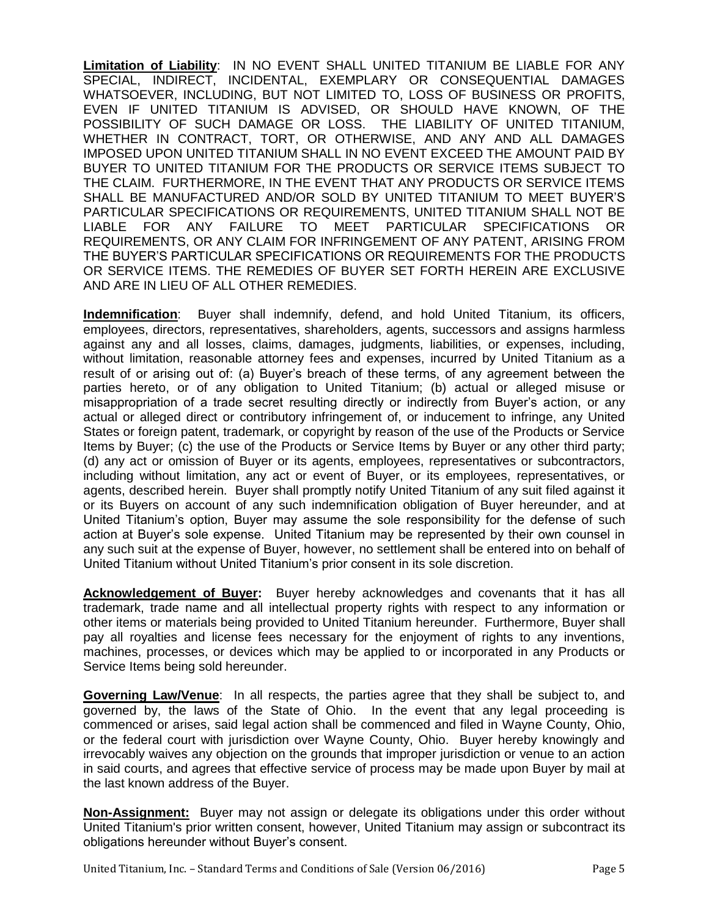**Limitation of Liability**: IN NO EVENT SHALL UNITED TITANIUM BE LIABLE FOR ANY SPECIAL, INDIRECT, INCIDENTAL, EXEMPLARY OR CONSEQUENTIAL DAMAGES WHATSOEVER, INCLUDING, BUT NOT LIMITED TO, LOSS OF BUSINESS OR PROFITS, EVEN IF UNITED TITANIUM IS ADVISED, OR SHOULD HAVE KNOWN, OF THE POSSIBILITY OF SUCH DAMAGE OR LOSS. THE LIABILITY OF UNITED TITANIUM, WHETHER IN CONTRACT, TORT, OR OTHERWISE, AND ANY AND ALL DAMAGES IMPOSED UPON UNITED TITANIUM SHALL IN NO EVENT EXCEED THE AMOUNT PAID BY BUYER TO UNITED TITANIUM FOR THE PRODUCTS OR SERVICE ITEMS SUBJECT TO THE CLAIM. FURTHERMORE, IN THE EVENT THAT ANY PRODUCTS OR SERVICE ITEMS SHALL BE MANUFACTURED AND/OR SOLD BY UNITED TITANIUM TO MEET BUYER'S PARTICULAR SPECIFICATIONS OR REQUIREMENTS, UNITED TITANIUM SHALL NOT BE LIABLE FOR ANY FAILURE TO MEET PARTICULAR SPECIFICATIONS OR REQUIREMENTS, OR ANY CLAIM FOR INFRINGEMENT OF ANY PATENT, ARISING FROM THE BUYER'S PARTICULAR SPECIFICATIONS OR REQUIREMENTS FOR THE PRODUCTS OR SERVICE ITEMS. THE REMEDIES OF BUYER SET FORTH HEREIN ARE EXCLUSIVE AND ARE IN LIEU OF ALL OTHER REMEDIES.

**Indemnification**: Buyer shall indemnify, defend, and hold United Titanium, its officers, employees, directors, representatives, shareholders, agents, successors and assigns harmless against any and all losses, claims, damages, judgments, liabilities, or expenses, including, without limitation, reasonable attorney fees and expenses, incurred by United Titanium as a result of or arising out of: (a) Buyer's breach of these terms, of any agreement between the parties hereto, or of any obligation to United Titanium; (b) actual or alleged misuse or misappropriation of a trade secret resulting directly or indirectly from Buyer's action, or any actual or alleged direct or contributory infringement of, or inducement to infringe, any United States or foreign patent, trademark, or copyright by reason of the use of the Products or Service Items by Buyer; (c) the use of the Products or Service Items by Buyer or any other third party; (d) any act or omission of Buyer or its agents, employees, representatives or subcontractors, including without limitation, any act or event of Buyer, or its employees, representatives, or agents, described herein. Buyer shall promptly notify United Titanium of any suit filed against it or its Buyers on account of any such indemnification obligation of Buyer hereunder, and at United Titanium's option, Buyer may assume the sole responsibility for the defense of such action at Buyer's sole expense. United Titanium may be represented by their own counsel in any such suit at the expense of Buyer, however, no settlement shall be entered into on behalf of United Titanium without United Titanium's prior consent in its sole discretion.

**Acknowledgement of Buyer:** Buyer hereby acknowledges and covenants that it has all trademark, trade name and all intellectual property rights with respect to any information or other items or materials being provided to United Titanium hereunder. Furthermore, Buyer shall pay all royalties and license fees necessary for the enjoyment of rights to any inventions, machines, processes, or devices which may be applied to or incorporated in any Products or Service Items being sold hereunder.

**Governing Law/Venue**: In all respects, the parties agree that they shall be subject to, and governed by, the laws of the State of Ohio. In the event that any legal proceeding is commenced or arises, said legal action shall be commenced and filed in Wayne County, Ohio, or the federal court with jurisdiction over Wayne County, Ohio. Buyer hereby knowingly and irrevocably waives any objection on the grounds that improper jurisdiction or venue to an action in said courts, and agrees that effective service of process may be made upon Buyer by mail at the last known address of the Buyer.

**Non-Assignment:** Buyer may not assign or delegate its obligations under this order without United Titanium's prior written consent, however, United Titanium may assign or subcontract its obligations hereunder without Buyer's consent.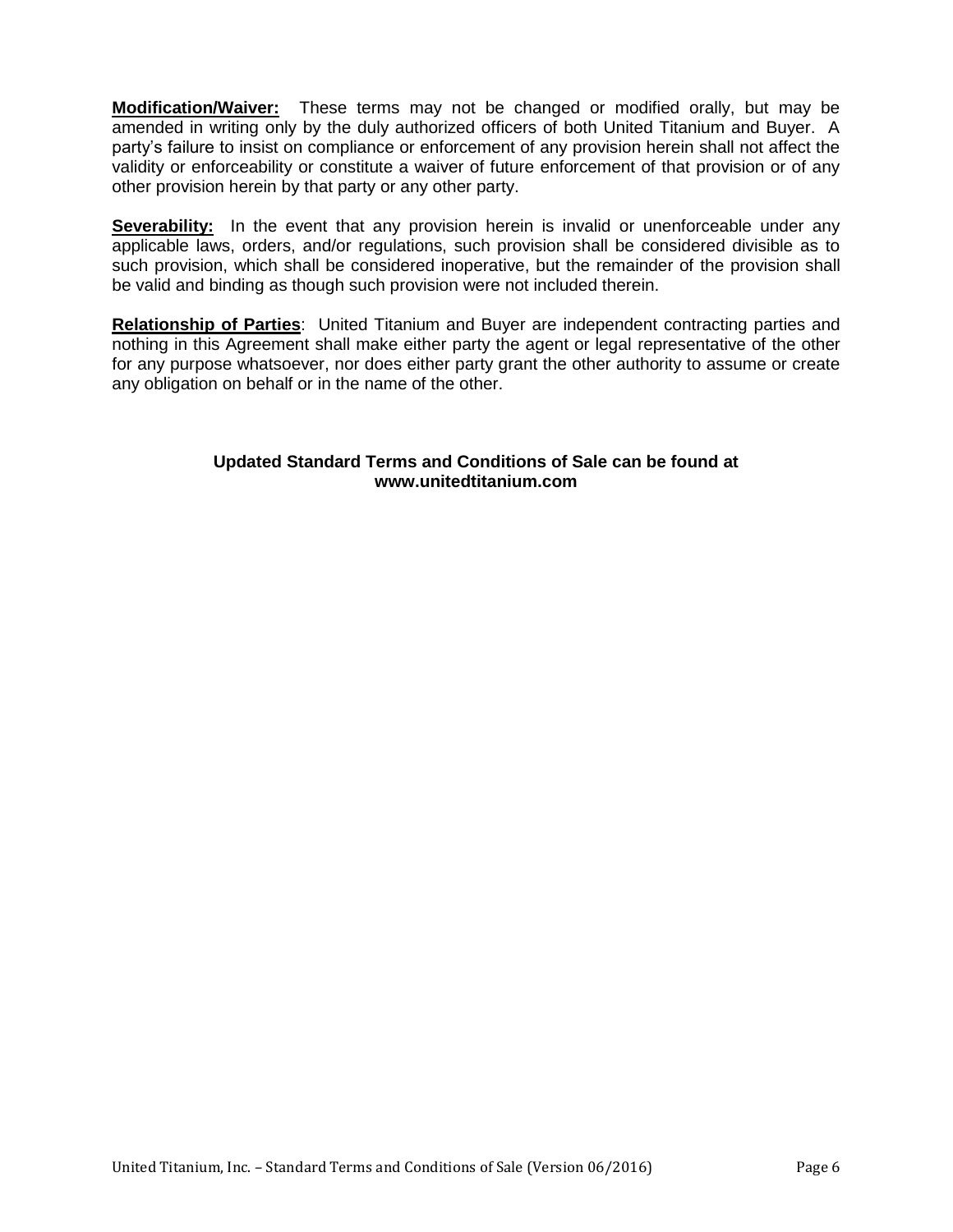**Modification/Waiver:** These terms may not be changed or modified orally, but may be amended in writing only by the duly authorized officers of both United Titanium and Buyer. A party's failure to insist on compliance or enforcement of any provision herein shall not affect the validity or enforceability or constitute a waiver of future enforcement of that provision or of any other provision herein by that party or any other party.

**Severability:** In the event that any provision herein is invalid or unenforceable under any applicable laws, orders, and/or regulations, such provision shall be considered divisible as to such provision, which shall be considered inoperative, but the remainder of the provision shall be valid and binding as though such provision were not included therein.

**Relationship of Parties**: United Titanium and Buyer are independent contracting parties and nothing in this Agreement shall make either party the agent or legal representative of the other for any purpose whatsoever, nor does either party grant the other authority to assume or create any obligation on behalf or in the name of the other.

**Updated Standard Terms and Conditions of Sale can be found at www.unitedtitanium.com**